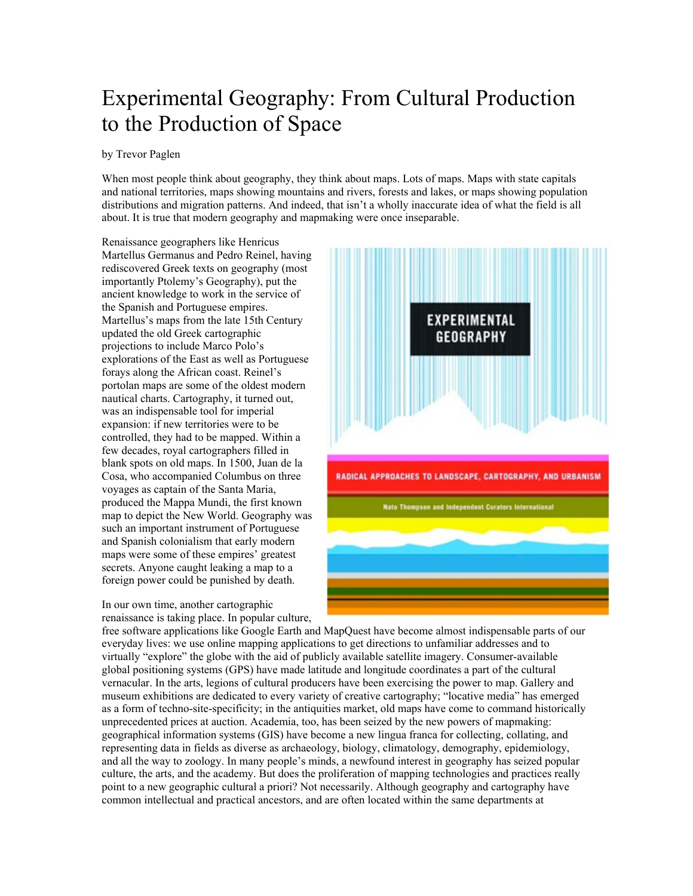# Experimental Geography: From Cultural Production to the Production of Space

by Trevor Paglen

When most people think about geography, they think about maps. Lots of maps. Maps with state capitals and national territories, maps showing mountains and rivers, forests and lakes, or maps showing population distributions and migration patterns. And indeed, that isn't a wholly inaccurate idea of what the field is all about. It is true that modern geography and mapmaking were once inseparable.

Renaissance geographers like Henricus Martellus Germanus and Pedro Reinel, having rediscovered Greek texts on geography (most importantly Ptolemy's Geography), put the ancient knowledge to work in the service of the Spanish and Portuguese empires. Martellus's maps from the late 15th Century updated the old Greek cartographic projections to include Marco Polo's explorations of the East as well as Portuguese forays along the African coast. Reinel's portolan maps are some of the oldest modern nautical charts. Cartography, it turned out, was an indispensable tool for imperial expansion: if new territories were to be controlled, they had to be mapped. Within a few decades, royal cartographers filled in blank spots on old maps. In 1500, Juan de la Cosa, who accompanied Columbus on three voyages as captain of the Santa Maria, produced the Mappa Mundi, the first known map to depict the New World. Geography was such an important instrument of Portuguese and Spanish colonialism that early modern maps were some of these empires' greatest secrets. Anyone caught leaking a map to a foreign power could be punished by death.

In our own time, another cartographic renaissance is taking place. In popular culture, free software applications like Google Earth and MapQuest have become almost indispensable parts of our everyday lives: we use online mapping applications to get directions to unfamiliar addresses and to virtually "explore" the globe with the aid of publicly available satellite imagery. Consumer-available global positioning systems (GPS) have made latitude and longitude coordinates a part of the cultural vernacular. In the arts, legions of cultural producers have been exercising the power to map. Gallery and museum exhibitions are dedicated to every variety of creative cartography; "locative media" has emerged as a form of techno-site-specificity; in the antiquities market, old maps have come to command historically unprecedented prices at auction. Academia, too, has been seized by the new powers of mapmaking: geographical information systems (GIS) have become a new lingua franca for collecting, collating, and representing data in fields as diverse as archaeology, biology, climatology, demography, epidemiology, and all the way to zoology. In many people's minds, a newfound interest in geography has seized popular culture, the arts, and the academy. But does the proliferation of mapping technologies and practices really point to a new geographic cultural a priori? Not necessarily. Although geography and cartography have common intellectual and practical ancestors, and are often located within the same departments at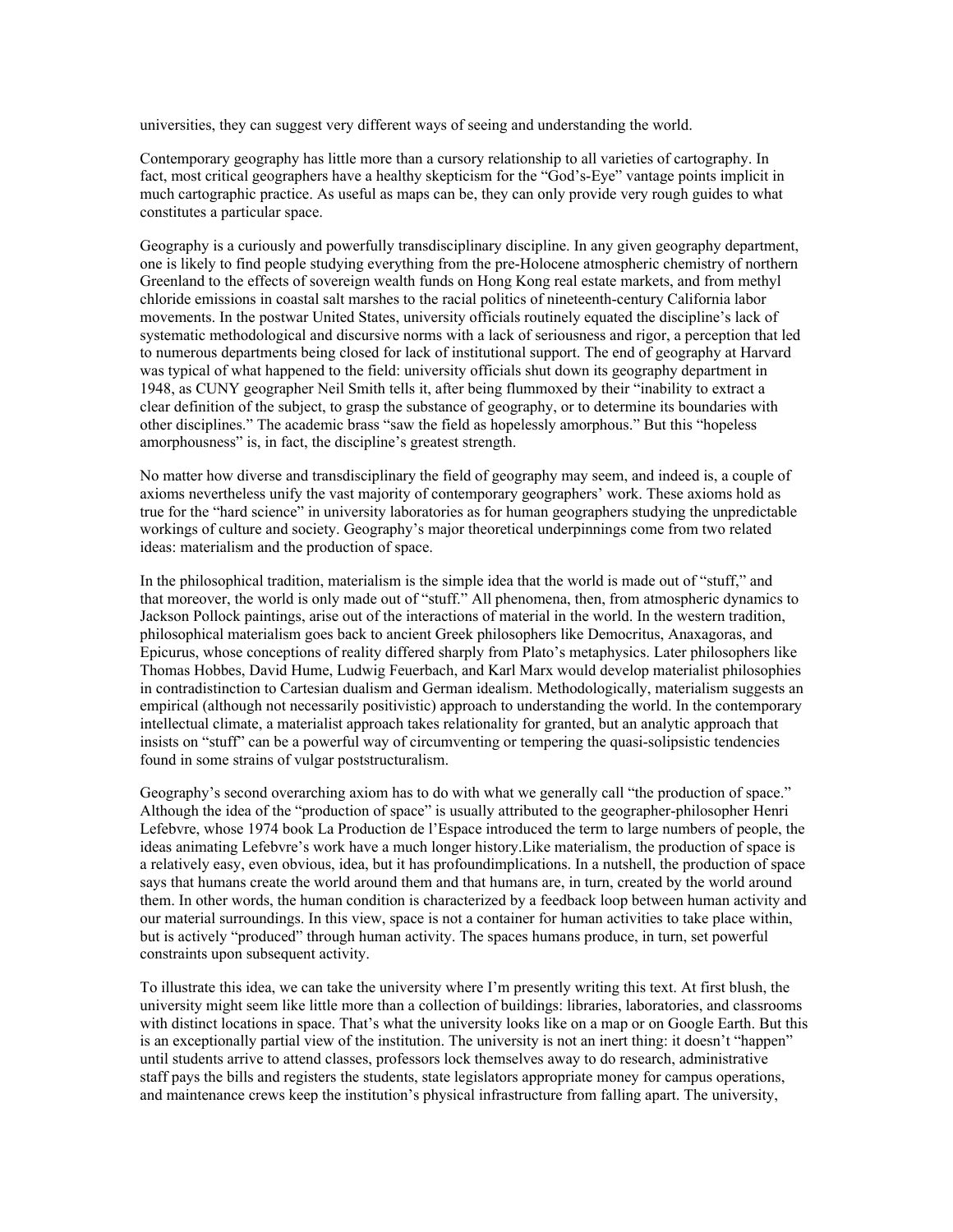universities, they can suggest very different ways of seeing and understanding the world.

Contemporary geography has little more than a cursory relationship to all varieties of cartography. In fact, most critical geographers have a healthy skepticism for the "God's-Eye" vantage points implicit in much cartographic practice. As useful as maps can be, they can only provide very rough guides to what constitutes a particular space.

Geography is a curiously and powerfully transdisciplinary discipline. In any given geography department, one is likely to find people studying everything from the pre-Holocene atmospheric chemistry of northern Greenland to the effects of sovereign wealth funds on Hong Kong real estate markets, and from methyl chloride emissions in coastal salt marshes to the racial politics of nineteenth-century California labor movements. In the postwar United States, university officials routinely equated the discipline's lack of systematic methodological and discursive norms with a lack of seriousness and rigor, a perception that led to numerous departments being closed for lack of institutional support. The end of geography at Harvard was typical of what happened to the field: university officials shut down its geography department in 1948, as CUNY geographer Neil Smith tells it, after being flummoxed by their "inability to extract a clear definition of the subject, to grasp the substance of geography, or to determine its boundaries with other disciplines." The academic brass "saw the field as hopelessly amorphous." But this "hopeless amorphousness" is, in fact, the discipline's greatest strength.

No matter how diverse and transdisciplinary the field of geography may seem, and indeed is, a couple of axioms nevertheless unify the vast majority of contemporary geographers' work. These axioms hold as true for the "hard science" in university laboratories as for human geographers studying the unpredictable workings of culture and society. Geography's major theoretical underpinnings come from two related ideas: materialism and the production of space.

In the philosophical tradition, materialism is the simple idea that the world is made out of "stuff," and that moreover, the world is only made out of "stuff." All phenomena, then, from atmospheric dynamics to Jackson Pollock paintings, arise out of the interactions of material in the world. In the western tradition, philosophical materialism goes back to ancient Greek philosophers like Democritus, Anaxagoras, and Epicurus, whose conceptions of reality differed sharply from Plato's metaphysics. Later philosophers like Thomas Hobbes, David Hume, Ludwig Feuerbach, and Karl Marx would develop materialist philosophies in contradistinction to Cartesian dualism and German idealism. Methodologically, materialism suggests an empirical (although not necessarily positivistic) approach to understanding the world. In the contemporary intellectual climate, a materialist approach takes relationality for granted, but an analytic approach that insists on "stuff" can be a powerful way of circumventing or tempering the quasi-solipsistic tendencies found in some strains of vulgar poststructuralism.

Geography's second overarching axiom has to do with what we generally call "the production of space." Although the idea of the "production of space" is usually attributed to the geographer-philosopher Henri Lefebvre, whose 1974 book La Production de l'Espace introduced the term to large numbers of people, the ideas animating Lefebvre's work have a much longer history.Like materialism, the production of space is a relatively easy, even obvious, idea, but it has profoundimplications. In a nutshell, the production of space says that humans create the world around them and that humans are, in turn, created by the world around them. In other words, the human condition is characterized by a feedback loop between human activity and our material surroundings. In this view, space is not a container for human activities to take place within, but is actively "produced" through human activity. The spaces humans produce, in turn, set powerful constraints upon subsequent activity.

To illustrate this idea, we can take the university where I'm presently writing this text. At first blush, the university might seem like little more than a collection of buildings: libraries, laboratories, and classrooms with distinct locations in space. That's what the university looks like on a map or on Google Earth. But this is an exceptionally partial view of the institution. The university is not an inert thing: it doesn't "happen" until students arrive to attend classes, professors lock themselves away to do research, administrative staff pays the bills and registers the students, state legislators appropriate money for campus operations, and maintenance crews keep the institution's physical infrastructure from falling apart. The university,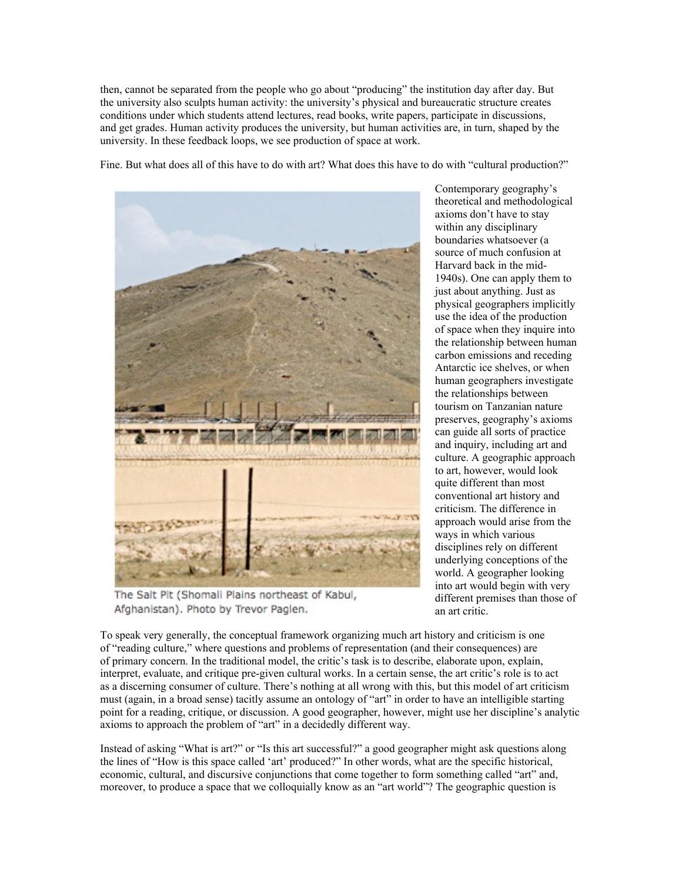then, cannot be separated from the people who go about "producing" the institution day after day. But the university also sculpts human activity: the university's physical and bureaucratic structure creates conditions under which students attend lectures, read books, write papers, participate in discussions, and get grades. Human activity produces the university, but human activities are, in turn, shaped by the university. In these feedback loops, we see production of space at work.

Fine. But what does all of this have to do with art? What does this have to do with "cultural production?"

The Salt Pit (Shomali Plains northeast of Kabul, Afghanistan). Photo by Trevor Paglen.

Contemporary geography's theoretical and methodological axioms don't have to stay within any disciplinary boundaries whatsoever (a source of much confusion at Harvard back in the mid-1940s). One can apply them to just about anything. Just as physical geographers implicitly use the idea of the production of space when they inquire into the relationship between human carbon emissions and receding Antarctic ice shelves, or when human geographers investigate the relationships between tourism on Tanzanian nature preserves, geography's axioms can guide all sorts of practice and inquiry, including art and culture. A geographic approach to art, however, would look quite different than most conventional art history and criticism. The difference in approach would arise from the ways in which various disciplines rely on different underlying conceptions of the world. A geographer looking into art would begin with very different premises than those of an art critic.

To speak very generally, the conceptual framework organizing much art history and criticism is one of "reading culture," where questions and problems of representation (and their consequences) are of primary concern. In the traditional model, the critic's task is to describe, elaborate upon, explain, interpret, evaluate, and critique pre-given cultural works. In a certain sense, the art critic's role is to act as a discerning consumer of culture. There's nothing at all wrong with this, but this model of art criticism must (again, in a broad sense) tacitly assume an ontology of "art" in order to have an intelligible starting point for a reading, critique, or discussion. A good geographer, however, might use her discipline's analytic axioms to approach the problem of "art" in a decidedly different way.

Instead of asking "What is art?" or "Is this art successful?" a good geographer might ask questions along the lines of "How is this space called 'art' produced?" In other words, what are the specific historical, economic, cultural, and discursive conjunctions that come together to form something called "art" and, moreover, to produce a space that we colloquially know as an "art world"? The geographic question is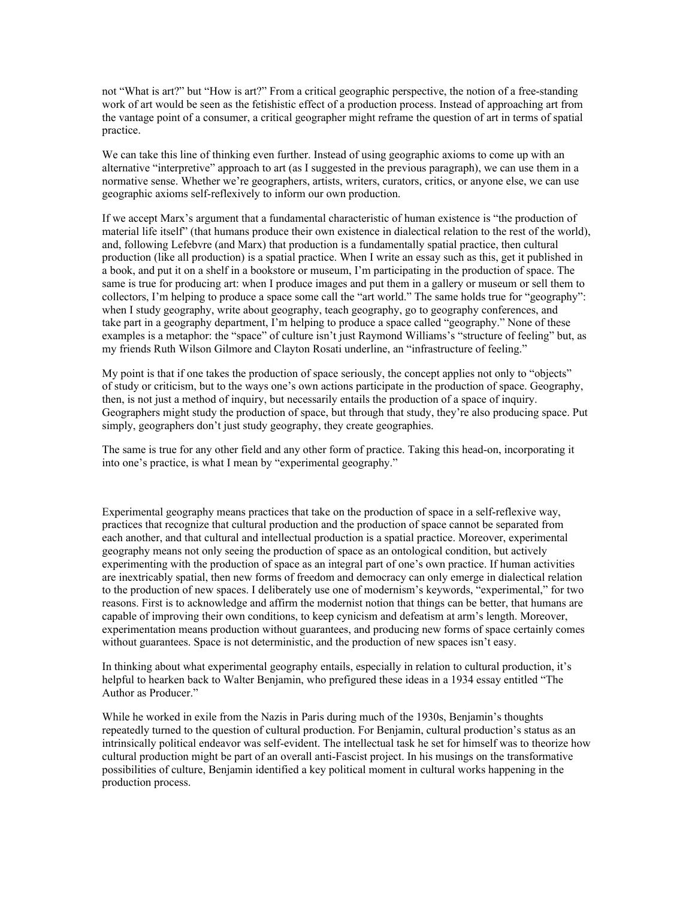not "What is art?" but "How is art?" From a critical geographic perspective, the notion of a free-standing work of art would be seen as the fetishistic effect of a production process. Instead of approaching art from the vantage point of a consumer, a critical geographer might reframe the question of art in terms of spatial practice.

We can take this line of thinking even further. Instead of using geographic axioms to come up with an alternative "interpretive" approach to art (as I suggested in the previous paragraph), we can use them in a normative sense. Whether we're geographers, artists, writers, curators, critics, or anyone else, we can use geographic axioms self-reflexively to inform our own production.

If we accept Marx's argument that a fundamental characteristic of human existence is "the production of material life itself" (that humans produce their own existence in dialectical relation to the rest of the world), and, following Lefebvre (and Marx) that production is a fundamentally spatial practice, then cultural production (like all production) is a spatial practice. When I write an essay such as this, get it published in a book, and put it on a shelf in a bookstore or museum, I'm participating in the production of space. The same is true for producing art: when I produce images and put them in a gallery or museum or sell them to collectors, I'm helping to produce a space some call the "art world." The same holds true for "geography": when I study geography, write about geography, teach geography, go to geography conferences, and take part in a geography department, I'm helping to produce a space called "geography." None of these examples is a metaphor: the "space" of culture isn't just Raymond Williams's "structure of feeling" but, as my friends Ruth Wilson Gilmore and Clayton Rosati underline, an "infrastructure of feeling."

My point is that if one takes the production of space seriously, the concept applies not only to "objects" of study or criticism, but to the ways one's own actions participate in the production of space. Geography, then, is not just a method of inquiry, but necessarily entails the production of a space of inquiry. Geographers might study the production of space, but through that study, they're also producing space. Put simply, geographers don't just study geography, they create geographies.

The same is true for any other field and any other form of practice. Taking this head-on, incorporating it into one's practice, is what I mean by "experimental geography."

Experimental geography means practices that take on the production of space in a self-reflexive way, practices that recognize that cultural production and the production of space cannot be separated from each another, and that cultural and intellectual production is a spatial practice. Moreover, experimental geography means not only seeing the production of space as an ontological condition, but actively experimenting with the production of space as an integral part of one's own practice. If human activities are inextricably spatial, then new forms of freedom and democracy can only emerge in dialectical relation to the production of new spaces. I deliberately use one of modernism's keywords, "experimental," for two reasons. First is to acknowledge and affirm the modernist notion that things can be better, that humans are capable of improving their own conditions, to keep cynicism and defeatism at arm's length. Moreover, experimentation means production without guarantees, and producing new forms of space certainly comes without guarantees. Space is not deterministic, and the production of new spaces isn't easy.

In thinking about what experimental geography entails, especially in relation to cultural production, it's helpful to hearken back to Walter Benjamin, who prefigured these ideas in a 1934 essay entitled "The Author as Producer."

While he worked in exile from the Nazis in Paris during much of the 1930s, Benjamin's thoughts repeatedly turned to the question of cultural production. For Benjamin, cultural production's status as an intrinsically political endeavor was self-evident. The intellectual task he set for himself was to theorize how cultural production might be part of an overall anti-Fascist project. In his musings on the transformative possibilities of culture, Benjamin identified a key political moment in cultural works happening in the production process.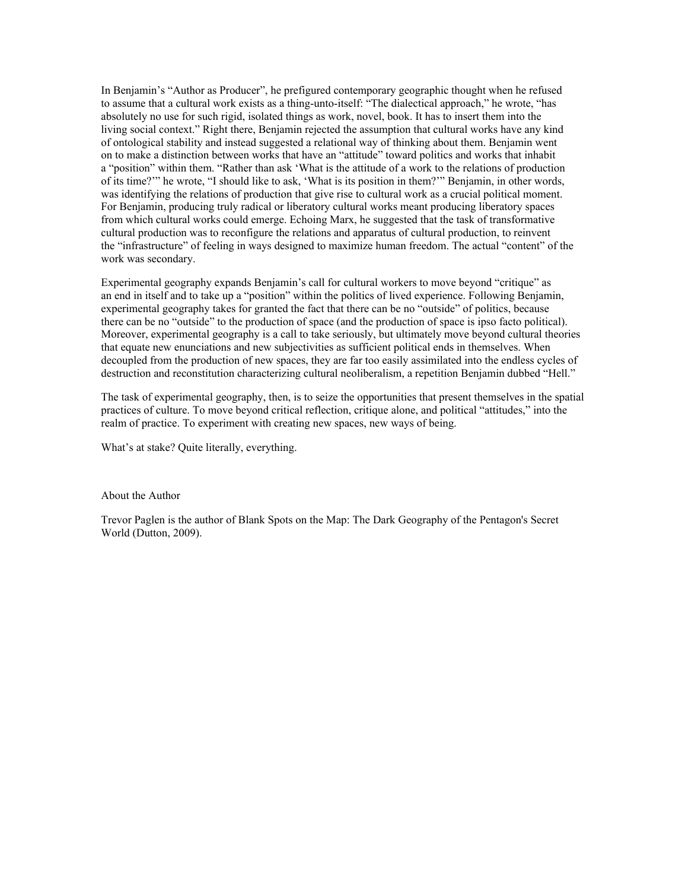In Benjamin's "Author as Producer", he prefigured contemporary geographic thought when he refused to assume that a cultural work exists as a thing-unto-itself: "The dialectical approach," he wrote, "has absolutely no use for such rigid, isolated things as work, novel, book. It has to insert them into the living social context." Right there, Benjamin rejected the assumption that cultural works have any kind of ontological stability and instead suggested a relational way of thinking about them. Benjamin went on to make a distinction between works that have an "attitude" toward politics and works that inhabit a "position" within them. "Rather than ask 'What is the attitude of a work to the relations of production of its time?'" he wrote, "I should like to ask, 'What is its position in them?'" Benjamin, in other words, was identifying the relations of production that give rise to cultural work as a crucial political moment. For Benjamin, producing truly radical or liberatory cultural works meant producing liberatory spaces from which cultural works could emerge. Echoing Marx, he suggested that the task of transformative cultural production was to reconfigure the relations and apparatus of cultural production, to reinvent the "infrastructure" of feeling in ways designed to maximize human freedom. The actual "content" of the work was secondary.

Experimental geography expands Benjamin's call for cultural workers to move beyond "critique" as an end in itself and to take up a "position" within the politics of lived experience. Following Benjamin, experimental geography takes for granted the fact that there can be no "outside" of politics, because there can be no "outside" to the production of space (and the production of space is ipso facto political). Moreover, experimental geography is a call to take seriously, but ultimately move beyond cultural theories that equate new enunciations and new subjectivities as sufficient political ends in themselves. When decoupled from the production of new spaces, they are far too easily assimilated into the endless cycles of destruction and reconstitution characterizing cultural neoliberalism, a repetition Benjamin dubbed "Hell."

The task of experimental geography, then, is to seize the opportunities that present themselves in the spatial practices of culture. To move beyond critical reflection, critique alone, and political "attitudes," into the realm of practice. To experiment with creating new spaces, new ways of being.

What's at stake? Quite literally, everything.

About the Author

Trevor Paglen is the author of Blank Spots on the Map: The Dark Geography of the Pentagon's Secret World (Dutton, 2009).